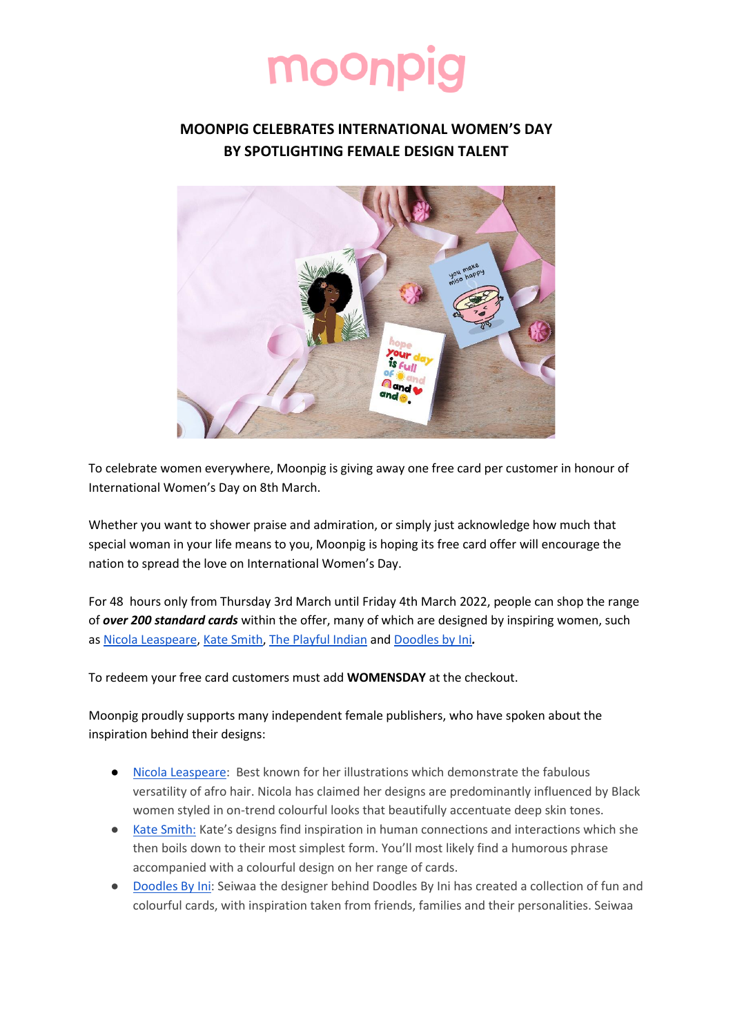moonpig

## MOONPIG CELEBRATES INTERNATIONAL WOMEN'S DAY BY SPOTLIGHTING FEMALE DESIGN TALENT

To celebrate women everywhere, Moonpig is giving away one free card per customer in honour of International Women's Day on 8th March.

Whether you want to shower praise and admiration, or simply just acknowledge how much that special woman in your life means to you, Moonpig is hoping its free card offer will encourage the nation to spread the love on International Women's Day.

For 48 hours only from Thursday 3rd March until Friday 4th March 2022, people can shop the range of ***over 200 standard cards*** within the offer, many of which are designed by inspiring women, such as Nicola Leaspeare, Kate Smith, The Playful Indian and Doodles by Ini.

To redeem your free card customers must add **WOMENSDAY** at the checkout.

Moonpig proudly supports many independent female publishers, who have spoken about the inspiration behind their designs:

- Nicola Leaspeare: Best known for her illustrations which demonstrate the fabulous versatility of afro hair. Nicola has claimed her designs are predominantly influenced by Black women styled in on-trend colourful looks that beautifully accentuate deep skin tones.
- Kate Smith: Kate's designs find inspiration in human connections and interactions which she then boils down to their most simplest form. You'll most likely find a humorous phrase accompanied with a colourful design on her range of cards.
- Doodles By Ini: Seiwaa the designer behind Doodles By Ini has created a collection of fun and colourful cards, with inspiration taken from friends, families and their personalities. Seiwaa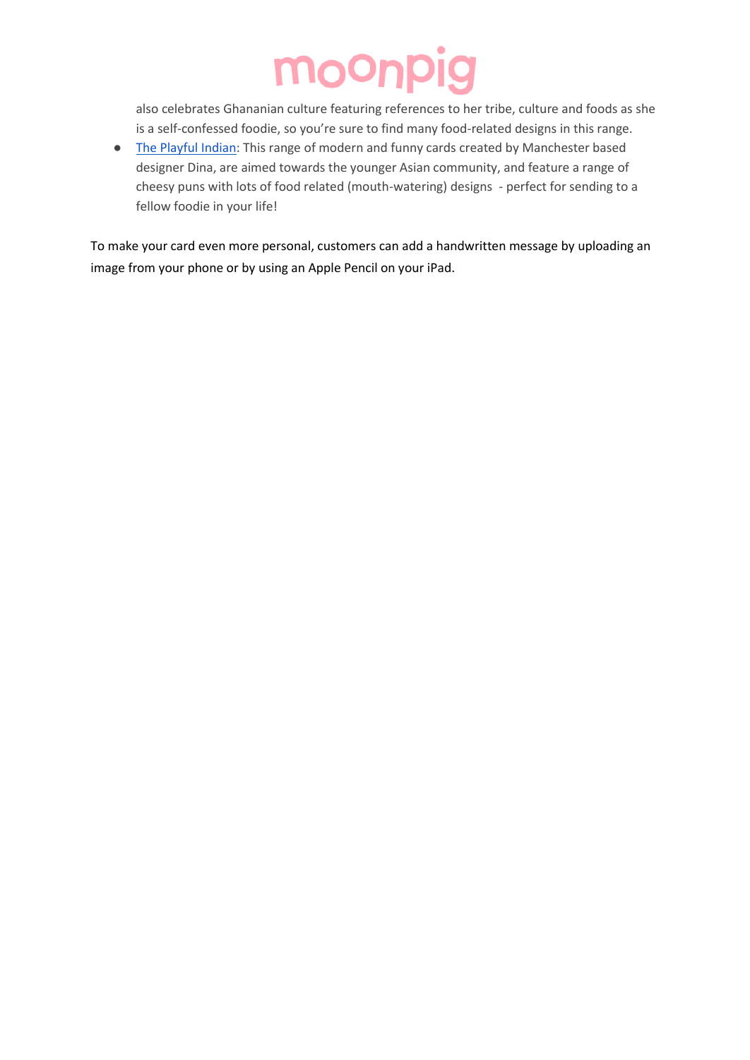also celebrates Ghananian culture featuring references to her tribe, culture and foods as she is a self-confessed foodie, so you're sure to find many food-related designs in this range.

- The Playful Indian: This range of modern and funny cards created by Manchester based designer Dina, are aimed towards the younger Asian community, and feature a range of cheesy puns with lots of food related (mouth-watering) designs - perfect for sending to a fellow foodie in your life!

To make your card even more personal, customers can add a handwritten message by uploading an image from your phone or by using an Apple Pencil on your iPad.